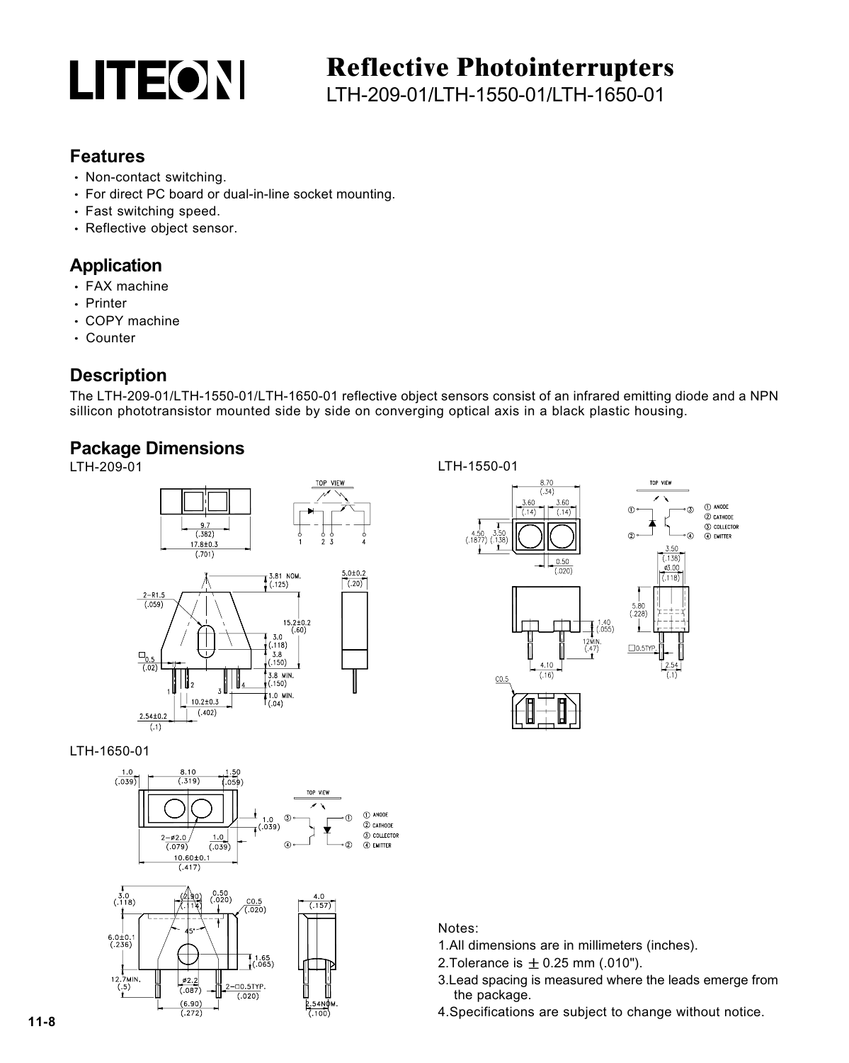# Reflective Photointerrupters

LTH-209-01/LTH-1550-01/LTH-1650-01

## Features

- Non-contact switching.
- For direct PC board or dual-in-line socket mounting.
- Fast switching speed.
- Reflective object sensor.

## Application

- FAX machine
- Printer
- COPY machine
- Counter

## Description

The LTH-209-01/LTH-1550-01/LTH-1650-01 reflective object sensors consist of an infrared emitting diode and a NPN sillicon phototransistor mounted side by side on converging optical axis in a black plastic housing.

## Package Dimensions

LTH-209-01

LTH-1550-01

LTH-1650-01

Notes:

1. All dimensions are in millimeters (inches).
2. Tolerance is ± 0.25 mm (.010").
3. Lead spacing is measured where the leads emerge from the package.
4. Specifications are subject to change without notice.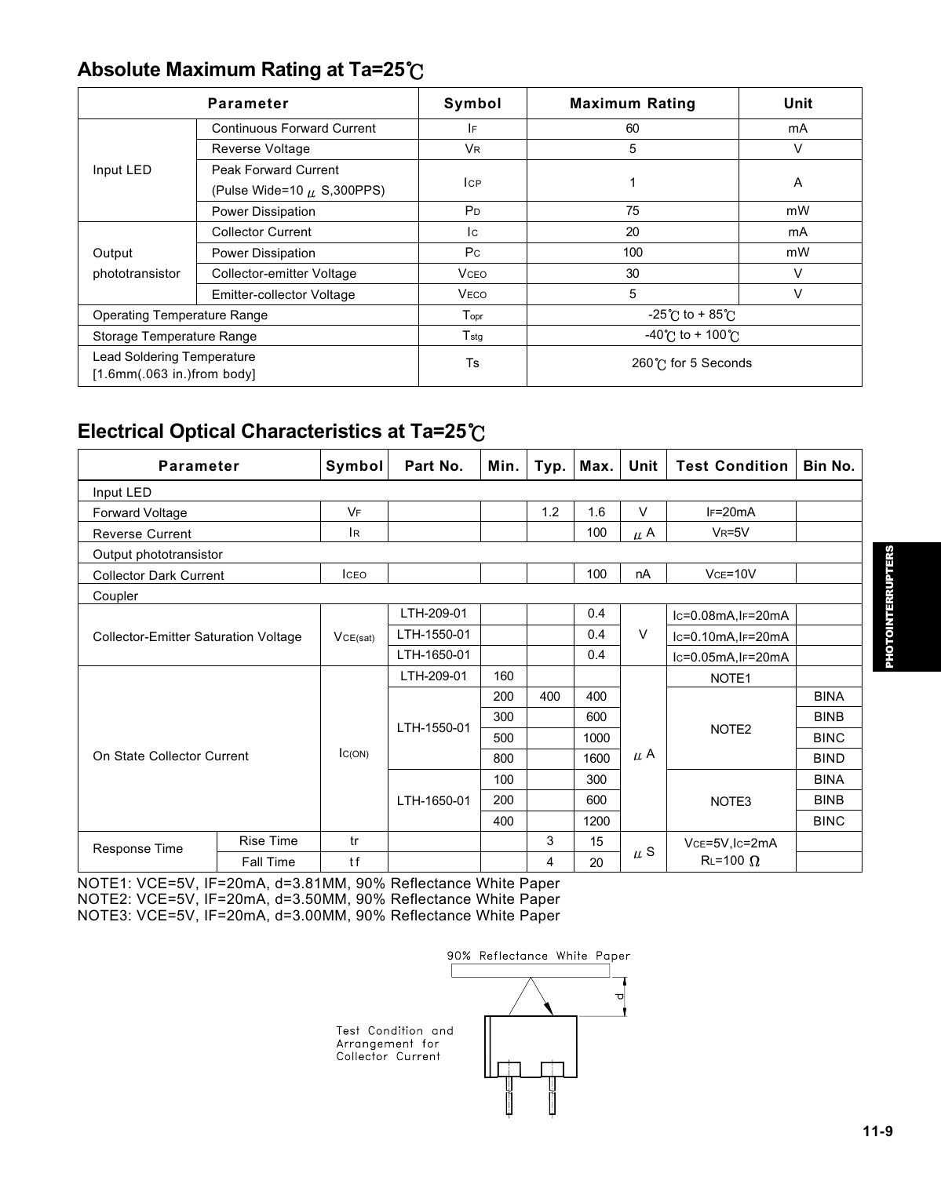## Absolute Maximum Rating at Ta=25℃

| Parameter | | Symbol | Maximum Rating | Unit |
|---|---|---|---|---|
| Input LED | Continuous Forward Current | $I_F$ | 60 | mA |
| | Reverse Voltage | $V_R$ | 5 | V |
| | Peak Forward Current (Pulse Wide=10 μS,300PPS) | $I_{CP}$ | 1 | A |
| | Power Dissipation | $P_D$ | 75 | mW |
| Output phototransistor | Collector Current | $I_C$ | 20 | mA |
| | Power Dissipation | $P_C$ | 100 | mW |
| | Collector-emitter Voltage | $V_{CEO}$ | 30 | V |
| | Emitter-collector Voltage | $V_{ECO}$ | 5 | V |
| Operating Temperature Range | | $T_{opr}$ | -25℃ to + 85℃ | |
| Storage Temperature Range | | $T_{stg}$ | -40℃ to + 100℃ | |
| Lead Soldering Temperature [1.6mm(.063 in.)from body] | | Ts | 260℃ for 5 Seconds | |

## Electrical Optical Characteristics at Ta=25℃

| Parameter | | Symbol | Part No. | Min. | Typ. | Max. | Unit | Test Condition | Bin No. |
|---|---|---|---|---|---|---|---|---|---|
| Input LED | | | | | | | | | |
| Forward Voltage | | $V_F$ | | | 1.2 | 1.6 | V | $I_F$=20mA | |
| Reverse Current | | $I_R$ | | | | 100 | μA | $V_R$=5V | |
| Output phototransistor | | | | | | | | | |
| Collector Dark Current | | $I_{CEO}$ | | | | 100 | nA | $V_{CE}$=10V | |
| Coupler | | | | | | | | | |
| Collector-Emitter Saturation Voltage | | $V_{CE(sat)}$ | LTH-209-01 | | | 0.4 | V | $I_C$=0.08mA,$I_F$=20mA | |
| | | | LTH-1550-01 | | | 0.4 | | $I_C$=0.10mA,$I_F$=20mA | |
| | | | LTH-1650-01 | | | 0.4 | | $I_C$=0.05mA,$I_F$=20mA | |
| On State Collector Current | | $I_{C(ON)}$ | LTH-209-01 | 160 | | | μA | NOTE1 | |
| | | | LTH-1550-01 | 200 | 400 | 400 | | NOTE2 | BINA |
| | | | | 300 | | 600 | | | BINB |
| | | | | 500 | | 1000 | | | BINC |
| | | | | 800 | | 1600 | | | BIND |
| | | | LTH-1650-01 | 100 | | 300 | | NOTE3 | BINA |
| | | | | 200 | | 600 | | | BINB |
| | | | | 400 | | 1200 | | | BINC |
| Response Time | Rise Time | tr | | | 3 | 15 | μS | $V_{CE}$=5V,$I_C$=2mA $R_L$=100 Ω | |
| | Fall Time | tf | | | 4 | 20 | | | |

NOTE1: VCE=5V, IF=20mA, d=3.81MM, 90% Reflectance White Paper
NOTE2: VCE=5V, IF=20mA, d=3.50MM, 90% Reflectance White Paper
NOTE3: VCE=5V, IF=20mA, d=3.00MM, 90% Reflectance White Paper

90% Reflectance White Paper

d

Test Condition and Arrangement for Collector Current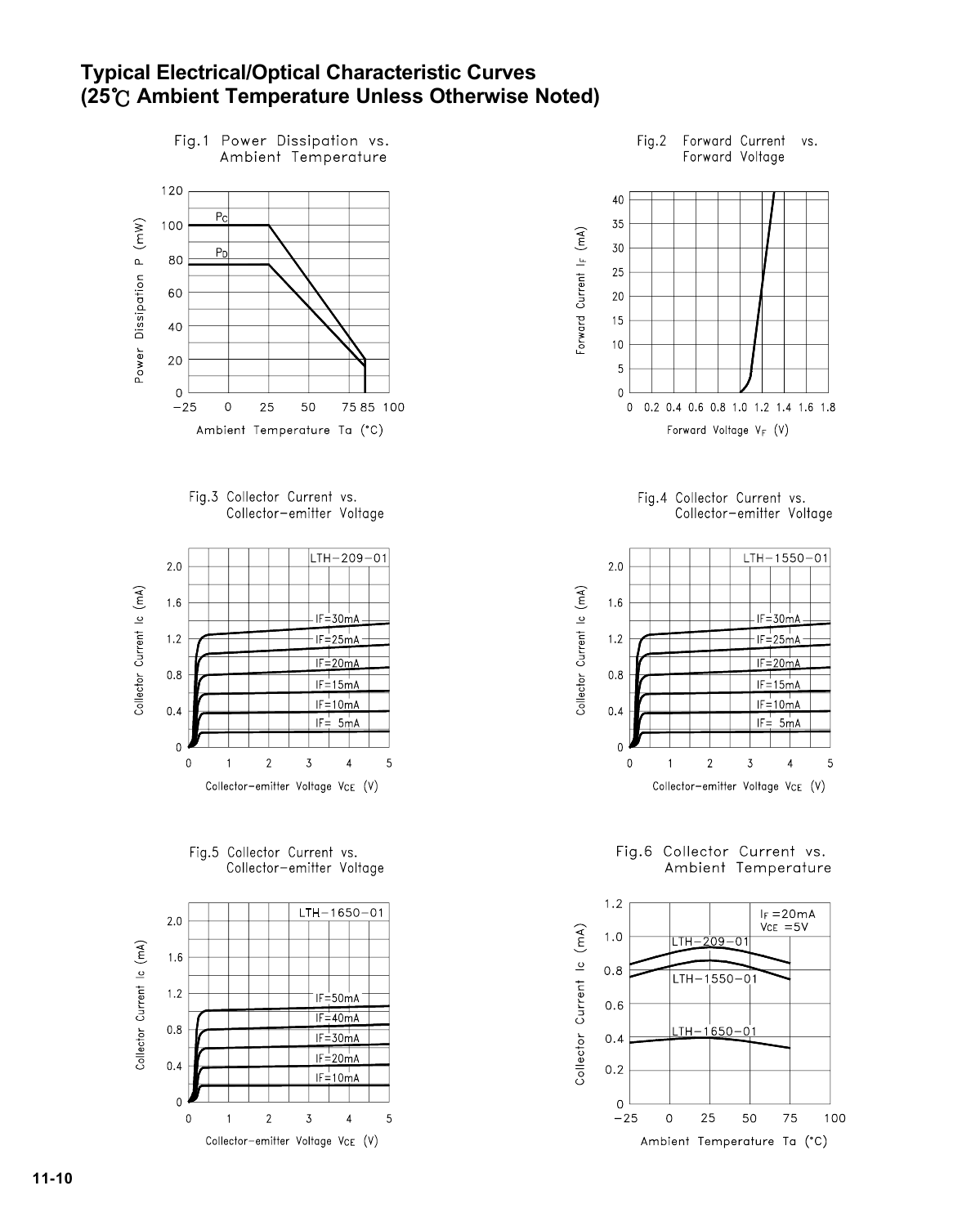# Typical Electrical/Optical Characteristic Curves (25℃ Ambient Temperature Unless Otherwise Noted)

Fig.1 Power Dissipation vs. Ambient Temperature

Fig.2 Forward Current vs. Forward Voltage

Fig.3 Collector Current vs. Collector-emitter Voltage

Fig.4 Collector Current vs. Collector-emitter Voltage

Fig.5 Collector Current vs. Collector-emitter Voltage

Fig.6 Collector Current vs. Ambient Temperature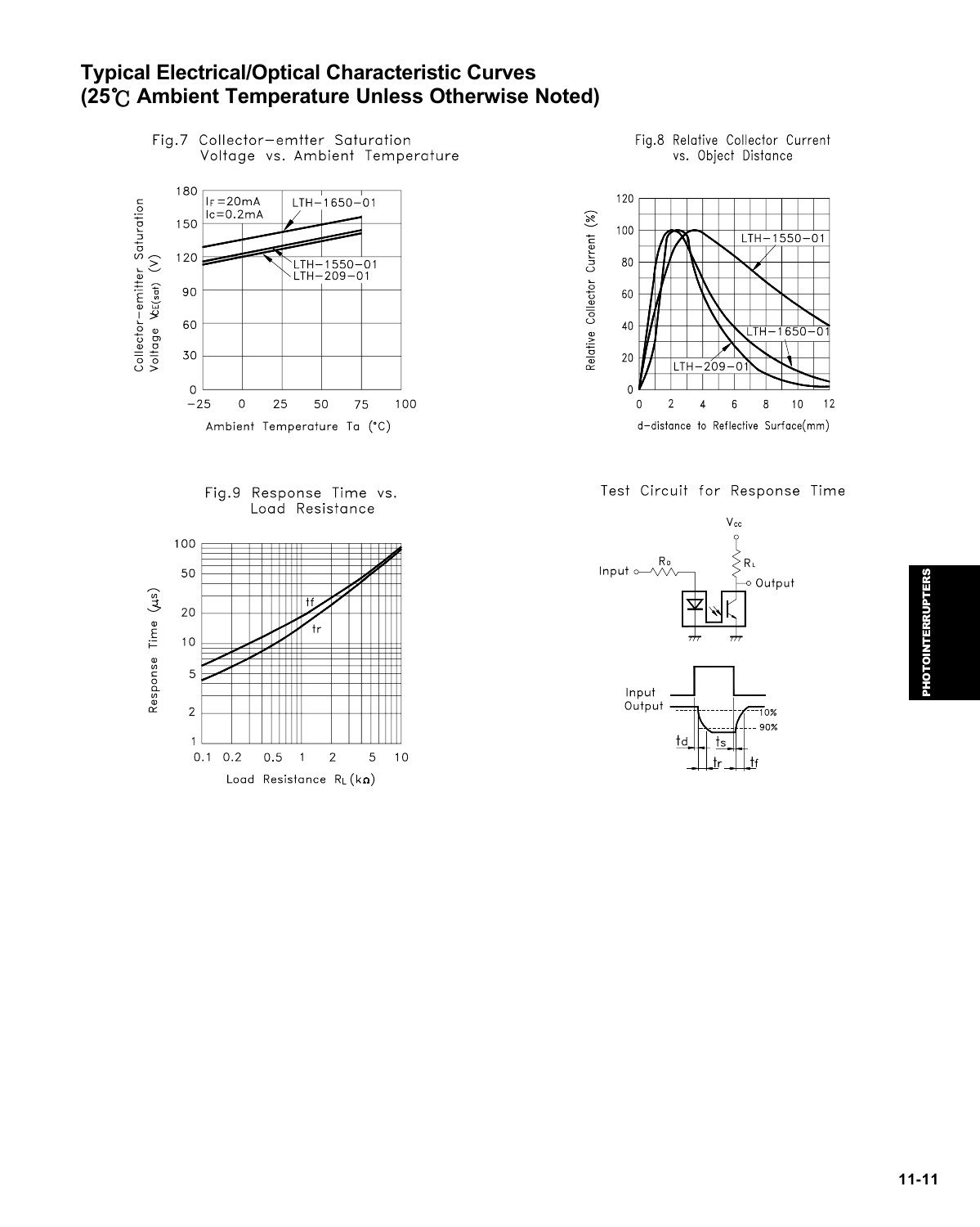# Typical Electrical/Optical Characteristic Curves
# (25℃ Ambient Temperature Unless Otherwise Noted)

Fig.7 Collector-emtter Saturation Voltage vs. Ambient Temperature

Collector-emitter Saturation Voltage $V_{CE(sat)}$ (V)

180
150
120
90
60
30
0

$I_F$=20mA
Ic=0.2mA

LTH-1650-01
LTH-1550-01
LTH-209-01

-25 0 25 50 75 100

Ambient Temperature Ta (°C)

Fig.8 Relative Collector Current vs. Object Distance

Relative Collector Current (%)

120
100
80
60
40
20
0

LTH-1550-01
LTH-1650-01
LTH-209-01

0 2 4 6 8 10 12

d-distance to Reflective Surface(mm)

Fig.9 Response Time vs. Load Resistance

Response Time (μs)

100
50
20
10
5
2
1

tf
tr

0.1 0.2 0.5 1 2 5 10

Load Resistance $R_L$ (kΩ)

Test Circuit for Response Time

Vcc
$R_D$
$R_L$
Input
Output

Input
Output
10%
90%
td
ts
tr
tf

PHOTOINTERRUPTERS